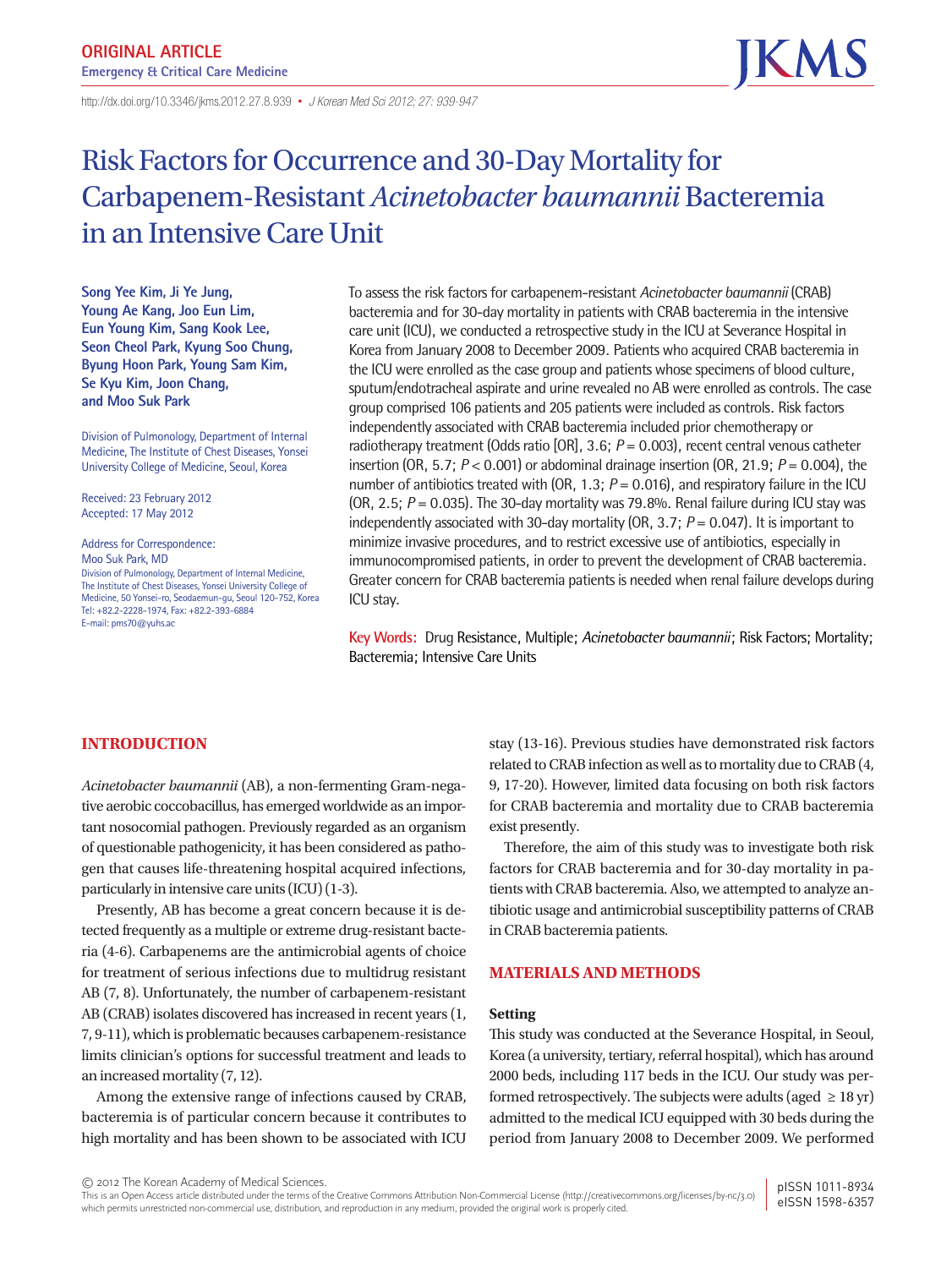ORIGINAL ARTICLE
Emergency & Critical Care Medicine

http://dx.doi.org/10.3346/jkms.2012.27.8.939 • J Korean Med Sci 2012; 27: 939-947

# Risk Factors for Occurrence and 30-Day Mortality for Carbapenem-Resistant *Acinetobacter baumannii* Bacteremia in an Intensive Care Unit

**Song Yee Kim, Ji Ye Jung, Young Ae Kang, Joo Eun Lim, Eun Young Kim, Sang Kook Lee, Seon Cheol Park, Kyung Soo Chung, Byung Hoon Park, Young Sam Kim, Se Kyu Kim, Joon Chang, and Moo Suk Park**

Division of Pulmonology, Department of Internal Medicine, The Institute of Chest Diseases, Yonsei University College of Medicine, Seoul, Korea

Received: 23 February 2012
Accepted: 17 May 2012

Address for Correspondence:
Moo Suk Park, MD
Division of Pulmonology, Department of Internal Medicine, The Institute of Chest Diseases, Yonsei University College of Medicine, 50 Yonsei-ro, Seodaemun-gu, Seoul 120-752, Korea
Tel: +82.2-2228-1974, Fax: +82.2-393-6884
E-mail: pms70@yuhs.ac

To assess the risk factors for carbapenem-resistant *Acinetobacter baumannii* (CRAB) bacteremia and for 30-day mortality in patients with CRAB bacteremia in the intensive care unit (ICU), we conducted a retrospective study in the ICU at Severance Hospital in Korea from January 2008 to December 2009. Patients who acquired CRAB bacteremia in the ICU were enrolled as the case group and patients whose specimens of blood culture, sputum/endotracheal aspirate and urine revealed no AB were enrolled as controls. The case group comprised 106 patients and 205 patients were included as controls. Risk factors independently associated with CRAB bacteremia included prior chemotherapy or radiotherapy treatment (Odds ratio [OR], 3.6; $P = 0.003$), recent central venous catheter insertion (OR, 5.7; $P < 0.001$) or abdominal drainage insertion (OR, 21.9; $P = 0.004$), the number of antibiotics treated with (OR, 1.3; $P = 0.016$), and respiratory failure in the ICU (OR, 2.5; $P = 0.035$). The 30-day mortality was 79.8%. Renal failure during ICU stay was independently associated with 30-day mortality (OR, 3.7; $P = 0.047$). It is important to minimize invasive procedures, and to restrict excessive use of antibiotics, especially in immunocompromised patients, in order to prevent the development of CRAB bacteremia. Greater concern for CRAB bacteremia patients is needed when renal failure develops during ICU stay.

**Key Words:** Drug Resistance, Multiple; *Acinetobacter baumannii*; Risk Factors; Mortality; Bacteremia; Intensive Care Units

## INTRODUCTION

*Acinetobacter baumannii* (AB), a non-fermenting Gram-negative aerobic coccobacillus, has emerged worldwide as an important nosocomial pathogen. Previously regarded as an organism of questionable pathogenicity, it has been considered as pathogen that causes life-threatening hospital acquired infections, particularly in intensive care units (ICU) (1-3).

Presently, AB has become a great concern because it is detected frequently as a multiple or extreme drug-resistant bacteria (4-6). Carbapenems are the antimicrobial agents of choice for treatment of serious infections due to multidrug resistant AB (7, 8). Unfortunately, the number of carbapenem-resistant AB (CRAB) isolates discovered has increased in recent years (1, 7, 9-11), which is problematic becauses carbapenem-resistance limits clinician's options for successful treatment and leads to an increased mortality (7, 12).

Among the extensive range of infections caused by CRAB, bacteremia is of particular concern because it contributes to high mortality and has been shown to be associated with ICU stay (13-16). Previous studies have demonstrated risk factors related to CRAB infection as well as to mortality due to CRAB (4, 9, 17-20). However, limited data focusing on both risk factors for CRAB bacteremia and mortality due to CRAB bacteremia exist presently.

Therefore, the aim of this study was to investigate both risk factors for CRAB bacteremia and for 30-day mortality in patients with CRAB bacteremia. Also, we attempted to analyze antibiotic usage and antimicrobial susceptibility patterns of CRAB in CRAB bacteremia patients.

## MATERIALS AND METHODS

### Setting

This study was conducted at the Severance Hospital, in Seoul, Korea (a university, tertiary, referral hospital), which has around 2000 beds, including 117 beds in the ICU. Our study was performed retrospectively. The subjects were adults (aged ≥ 18 yr) admitted to the medical ICU equipped with 30 beds during the period from January 2008 to December 2009. We performed

© 2012 The Korean Academy of Medical Sciences.
This is an Open Access article distributed under the terms of the Creative Commons Attribution Non-Commercial License (http://creativecommons.org/licenses/by-nc/3.0) which permits unrestricted non-commercial use, distribution, and reproduction in any medium, provided the original work is properly cited.

pISSN 1011-8934
eISSN 1598-6357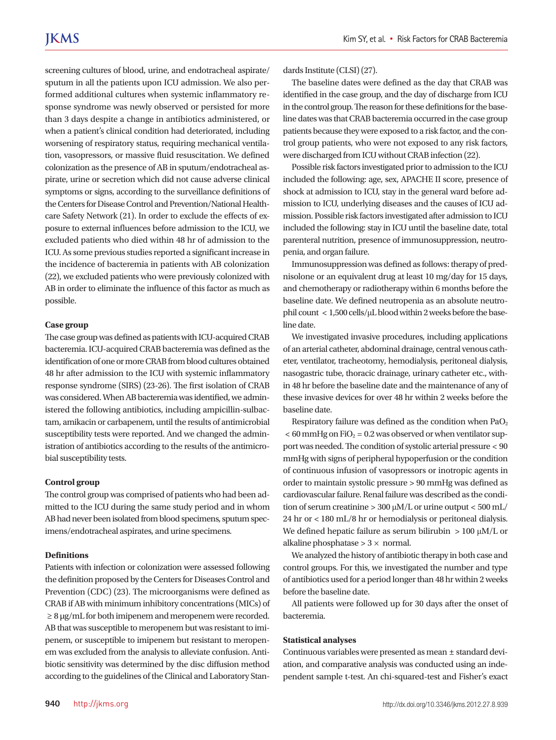screening cultures of blood, urine, and endotracheal aspirate/sputum in all the patients upon ICU admission. We also performed additional cultures when systemic inflammatory response syndrome was newly observed or persisted for more than 3 days despite a change in antibiotics administered, or when a patient's clinical condition had deteriorated, including worsening of respiratory status, requiring mechanical ventilation, vasopressors, or massive fluid resuscitation. We defined colonization as the presence of AB in sputum/endotracheal aspirate, urine or secretion which did not cause adverse clinical symptoms or signs, according to the surveillance definitions of the Centers for Disease Control and Prevention/National Healthcare Safety Network (21). In order to exclude the effects of exposure to external influences before admission to the ICU, we excluded patients who died within 48 hr of admission to the ICU. As some previous studies reported a significant increase in the incidence of bacteremia in patients with AB colonization (22), we excluded patients who were previously colonized with AB in order to eliminate the influence of this factor as much as possible.

### Case group

The case group was defined as patients with ICU-acquired CRAB bacteremia. ICU-acquired CRAB bacteremia was defined as the identification of one or more CRAB from blood cultures obtained 48 hr after admission to the ICU with systemic inflammatory response syndrome (SIRS) (23-26). The first isolation of CRAB was considered. When AB bacteremia was identified, we administered the following antibiotics, including ampicillin-sulbactam, amikacin or carbapenem, until the results of antimicrobial susceptibility tests were reported. And we changed the administration of antibiotics according to the results of the antimicrobial susceptibility tests.

### Control group

The control group was comprised of patients who had been admitted to the ICU during the same study period and in whom AB had never been isolated from blood specimens, sputum specimens/endotracheal aspirates, and urine specimens.

### Definitions

Patients with infection or colonization were assessed following the definition proposed by the Centers for Diseases Control and Prevention (CDC) (23). The microorganisms were defined as CRAB if AB with minimum inhibitory concentrations (MICs) of ≥ 8 μg/mL for both imipenem and meropenem were recorded. AB that was susceptible to meropenem but was resistant to imipenem, or susceptible to imipenem but resistant to meropenem was excluded from the analysis to alleviate confusion. Antibiotic sensitivity was determined by the disc diffusion method according to the guidelines of the Clinical and Laboratory Standards Institute (CLSI) (27).

The baseline dates were defined as the day that CRAB was identified in the case group, and the day of discharge from ICU in the control group. The reason for these definitions for the baseline dates was that CRAB bacteremia occurred in the case group patients because they were exposed to a risk factor, and the control group patients, who were not exposed to any risk factors, were discharged from ICU without CRAB infection (22).

Possible risk factors investigated prior to admission to the ICU included the following: age, sex, APACHE II score, presence of shock at admission to ICU, stay in the general ward before admission to ICU, underlying diseases and the causes of ICU admission. Possible risk factors investigated after admission to ICU included the following: stay in ICU until the baseline date, total parenteral nutrition, presence of immunosuppression, neutropenia, and organ failure.

Immunosuppression was defined as follows: therapy of prednisolone or an equivalent drug at least 10 mg/day for 15 days, and chemotherapy or radiotherapy within 6 months before the baseline date. We defined neutropenia as an absolute neutrophil count < 1,500 cells/μL blood within 2 weeks before the baseline date.

We investigated invasive procedures, including applications of an arterial catheter, abdominal drainage, central venous catheter, ventilator, tracheotomy, hemodialysis, peritoneal dialysis, nasogastric tube, thoracic drainage, urinary catheter etc., within 48 hr before the baseline date and the maintenance of any of these invasive devices for over 48 hr within 2 weeks before the baseline date.

Respiratory failure was defined as the condition when $PaO_2$ < 60 mmHg on $FiO_2$ = 0.2 was observed or when ventilator support was needed. The condition of systolic arterial pressure < 90 mmHg with signs of peripheral hypoperfusion or the condition of continuous infusion of vasopressors or inotropic agents in order to maintain systolic pressure > 90 mmHg was defined as cardiovascular failure. Renal failure was described as the condition of serum creatinine > 300 μM/L or urine output < 500 mL/24 hr or < 180 mL/8 hr or hemodialysis or peritoneal dialysis. We defined hepatic failure as serum bilirubin > 100 μM/L or alkaline phosphatase > 3 × normal.

We analyzed the history of antibiotic therapy in both case and control groups. For this, we investigated the number and type of antibiotics used for a period longer than 48 hr within 2 weeks before the baseline date.

All patients were followed up for 30 days after the onset of bacteremia.

### Statistical analyses

Continuous variables were presented as mean ± standard deviation, and comparative analysis was conducted using an independent sample t-test. An chi-squared-test and Fisher's exact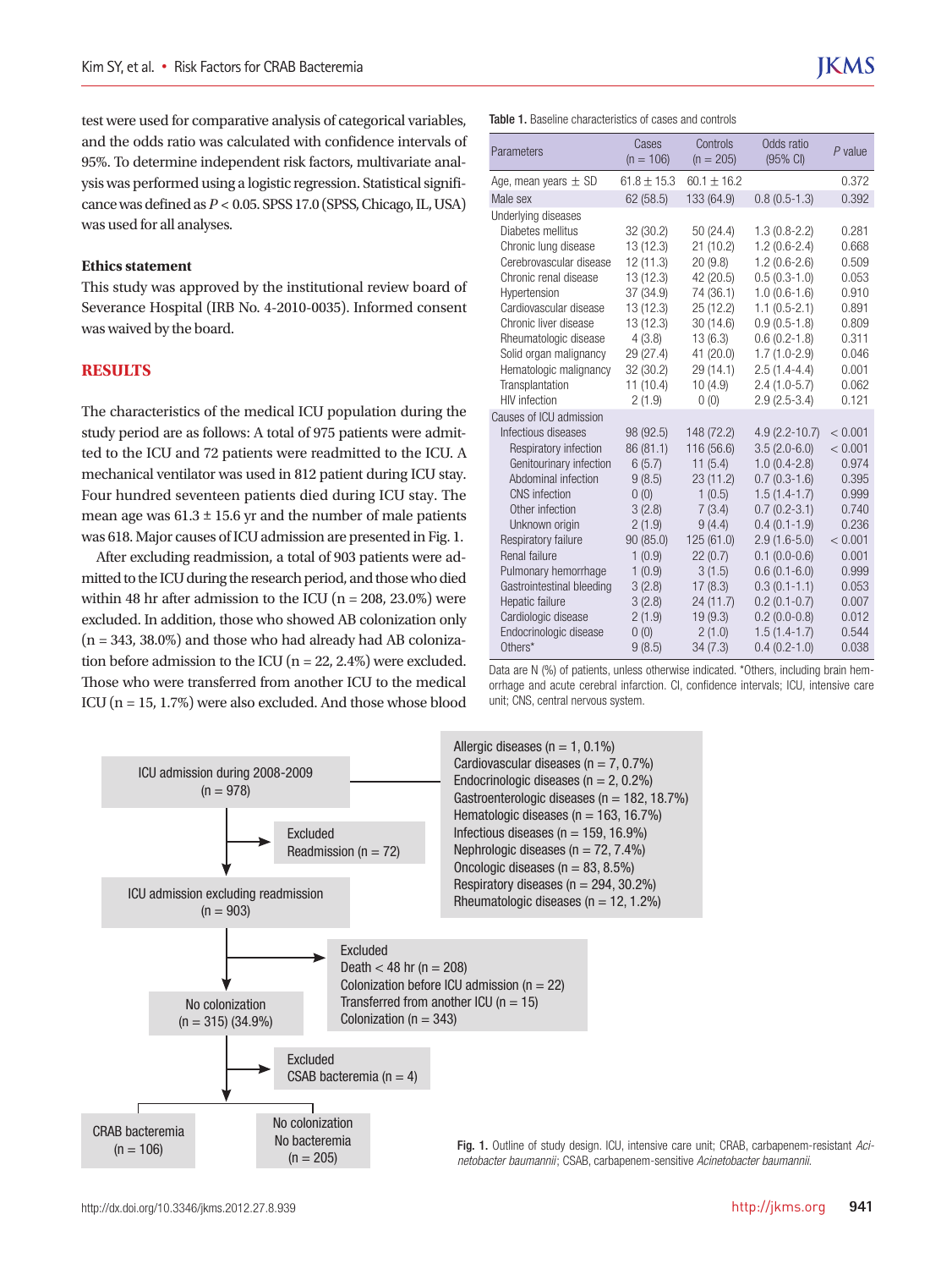test were used for comparative analysis of categorical variables, and the odds ratio was calculated with confidence intervals of 95%. To determine independent risk factors, multivariate analysis was performed using a logistic regression. Statistical significance was defined as $P < 0.05$. SPSS 17.0 (SPSS, Chicago, IL, USA) was used for all analyses.

**Ethics statement**

This study was approved by the institutional review board of Severance Hospital (IRB No. 4-2010-0035). Informed consent was waived by the board.

## RESULTS

The characteristics of the medical ICU population during the study period are as follows: A total of 975 patients were admitted to the ICU and 72 patients were readmitted to the ICU. A mechanical ventilator was used in 812 patient during ICU stay. Four hundred seventeen patients died during ICU stay. The mean age was 61.3 ± 15.6 yr and the number of male patients was 618. Major causes of ICU admission are presented in Fig. 1.

After excluding readmission, a total of 903 patients were admitted to the ICU during the research period, and those who died within 48 hr after admission to the ICU (n = 208, 23.0%) were excluded. In addition, those who showed AB colonization only (n = 343, 38.0%) and those who had already had AB colonization before admission to the ICU (n = 22, 2.4%) were excluded. Those who were transferred from another ICU to the medical ICU (n = 15, 1.7%) were also excluded. And those whose blood

**Table 1.** Baseline characteristics of cases and controls

| Parameters | Cases (n = 106) | Controls (n = 205) | Odds ratio (95% CI) | *P* value |
|---|---|---|---|---|
| Age, mean years ± SD | 61.8 ± 15.3 | 60.1 ± 16.2 | | 0.372 |
| Male sex | 62 (58.5) | 133 (64.9) | 0.8 (0.5-1.3) | 0.392 |
| Underlying diseases | | | | |
| Diabetes mellitus | 32 (30.2) | 50 (24.4) | 1.3 (0.8-2.2) | 0.281 |
| Chronic lung disease | 13 (12.3) | 21 (10.2) | 1.2 (0.6-2.4) | 0.668 |
| Cerebrovascular disease | 12 (11.3) | 20 (9.8) | 1.2 (0.6-2.6) | 0.509 |
| Chronic renal disease | 13 (12.3) | 42 (20.5) | 0.5 (0.3-1.0) | 0.053 |
| Hypertension | 37 (34.9) | 74 (36.1) | 1.0 (0.6-1.6) | 0.910 |
| Cardiovascular disease | 13 (12.3) | 25 (12.2) | 1.1 (0.5-2.1) | 0.891 |
| Chronic liver disease | 13 (12.3) | 30 (14.6) | 0.9 (0.5-1.8) | 0.809 |
| Rheumatologic disease | 4 (3.8) | 13 (6.3) | 0.6 (0.2-1.8) | 0.311 |
| Solid organ malignancy | 29 (27.4) | 41 (20.0) | 1.7 (1.0-2.9) | 0.046 |
| Hematologic malignancy | 32 (30.2) | 29 (14.1) | 2.5 (1.4-4.4) | 0.001 |
| Transplantation | 11 (10.4) | 10 (4.9) | 2.4 (1.0-5.7) | 0.062 |
| HIV infection | 2 (1.9) | 0 (0) | 2.9 (2.5-3.4) | 0.121 |
| Causes of ICU admission | | | | |
| Infectious diseases | 98 (92.5) | 148 (72.2) | 4.9 (2.2-10.7) | < 0.001 |
| Respiratory infection | 86 (81.1) | 116 (56.6) | 3.5 (2.0-6.0) | < 0.001 |
| Genitourinary infection | 6 (5.7) | 11 (5.4) | 1.0 (0.4-2.8) | 0.974 |
| Abdominal infection | 9 (8.5) | 23 (11.2) | 0.7 (0.3-1.6) | 0.395 |
| CNS infection | 0 (0) | 1 (0.5) | 1.5 (1.4-1.7) | 0.999 |
| Other infection | 3 (2.8) | 7 (3.4) | 0.7 (0.2-3.1) | 0.740 |
| Unknown origin | 2 (1.9) | 9 (4.4) | 0.4 (0.1-1.9) | 0.236 |
| Respiratory failure | 90 (85.0) | 125 (61.0) | 2.9 (1.6-5.0) | < 0.001 |
| Renal failure | 1 (0.9) | 22 (0.7) | 0.1 (0.0-0.6) | 0.001 |
| Pulmonary hemorrhage | 1 (0.9) | 3 (1.5) | 0.6 (0.1-6.0) | 0.999 |
| Gastrointestinal bleeding | 3 (2.8) | 17 (8.3) | 0.3 (0.1-1.1) | 0.053 |
| Hepatic failure | 3 (2.8) | 24 (11.7) | 0.2 (0.1-0.7) | 0.007 |
| Cardiologic disease | 2 (1.9) | 19 (9.3) | 0.2 (0.0-0.8) | 0.012 |
| Endocrinologic disease | 0 (0) | 2 (1.0) | 1.5 (1.4-1.7) | 0.544 |
| Others* | 9 (8.5) | 34 (7.3) | 0.4 (0.2-1.0) | 0.038 |

Data are N (%) of patients, unless otherwise indicated. *Others, including brain hemorrhage and acute cerebral infarction. CI, confidence intervals; ICU, intensive care unit; CNS, central nervous system.

ICU admission during 2008-2009 (n = 978)

- Allergic diseases (n = 1, 0.1%)
- Cardiovascular diseases (n = 7, 0.7%)
- Endocrinologic diseases (n = 2, 0.2%)
- Gastroenterologic diseases (n = 182, 18.7%)
- Hematologic diseases (n = 163, 16.7%)
- Infectious diseases (n = 159, 16.9%)
- Nephrologic diseases (n = 72, 7.4%)
- Oncologic diseases (n = 83, 8.5%)
- Respiratory diseases (n = 294, 30.2%)
- Rheumatologic diseases (n = 12, 1.2%)

Excluded: Readmission (n = 72)

ICU admission excluding readmission (n = 903)

Excluded: Death < 48 hr (n = 208); Colonization before ICU admission (n = 22); Transferred from another ICU (n = 15); Colonization (n = 343)

No colonization (n = 315) (34.9%)

Excluded: CSAB bacteremia (n = 4)

CRAB bacteremia (n = 106) | No colonization No bacteremia (n = 205)

**Fig. 1.** Outline of study design. ICU, intensive care unit; CRAB, carbapenem-resistant *Acinetobacter baumannii*; CSAB, carbapenem-sensitive *Acinetobacter baumannii*.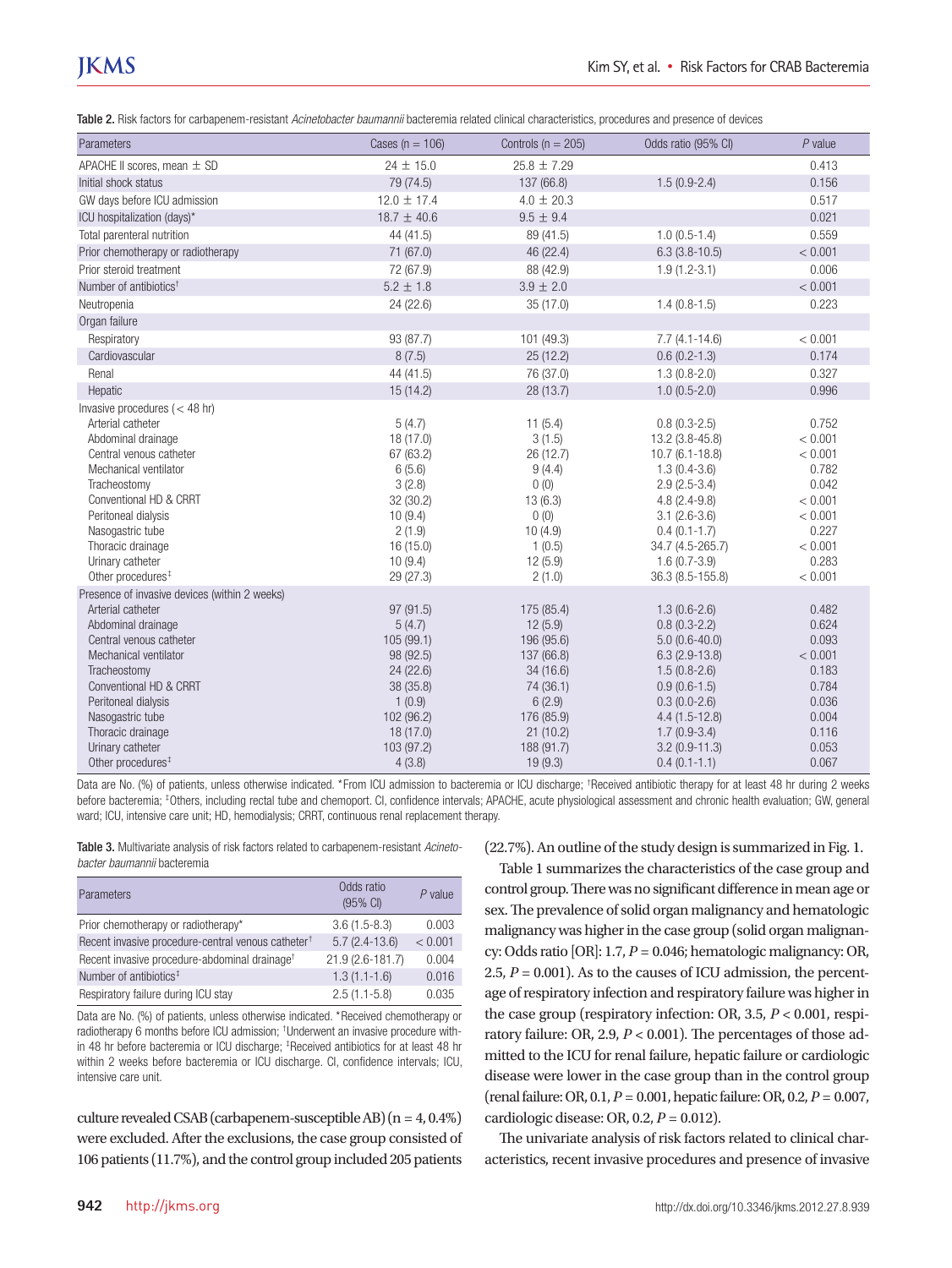**Table 2.** Risk factors for carbapenem-resistant *Acinetobacter baumannii* bacteremia related clinical characteristics, procedures and presence of devices

| Parameters | Cases (n = 106) | Controls (n = 205) | Odds ratio (95% CI) | P value |
|---|---|---|---|---|
| APACHE II scores, mean ± SD | 24 ± 15.0 | 25.8 ± 7.29 | | 0.413 |
| Initial shock status | 79 (74.5) | 137 (66.8) | 1.5 (0.9-2.4) | 0.156 |
| GW days before ICU admission | 12.0 ± 17.4 | 4.0 ± 20.3 | | 0.517 |
| ICU hospitalization (days)* | 18.7 ± 40.6 | 9.5 ± 9.4 | | 0.021 |
| Total parenteral nutrition | 44 (41.5) | 89 (41.5) | 1.0 (0.5-1.4) | 0.559 |
| Prior chemotherapy or radiotherapy | 71 (67.0) | 46 (22.4) | 6.3 (3.8-10.5) | < 0.001 |
| Prior steroid treatment | 72 (67.9) | 88 (42.9) | 1.9 (1.2-3.1) | 0.006 |
| Number of antibiotics† | 5.2 ± 1.8 | 3.9 ± 2.0 | | < 0.001 |
| Neutropenia | 24 (22.6) | 35 (17.0) | 1.4 (0.8-1.5) | 0.223 |
| Organ failure | | | | |
| Respiratory | 93 (87.7) | 101 (49.3) | 7.7 (4.1-14.6) | < 0.001 |
| Cardiovascular | 8 (7.5) | 25 (12.2) | 0.6 (0.2-1.3) | 0.174 |
| Renal | 44 (41.5) | 76 (37.0) | 1.3 (0.8-2.0) | 0.327 |
| Hepatic | 15 (14.2) | 28 (13.7) | 1.0 (0.5-2.0) | 0.996 |
| Invasive procedures (< 48 hr) | | | | |
| Arterial catheter | 5 (4.7) | 11 (5.4) | 0.8 (0.3-2.5) | 0.752 |
| Abdominal drainage | 18 (17.0) | 3 (1.5) | 13.2 (3.8-45.8) | < 0.001 |
| Central venous catheter | 67 (63.2) | 26 (12.7) | 10.7 (6.1-18.8) | < 0.001 |
| Mechanical ventilator | 6 (5.6) | 9 (4.4) | 1.3 (0.4-3.6) | 0.782 |
| Tracheostomy | 3 (2.8) | 0 (0) | 2.9 (2.5-3.4) | 0.042 |
| Conventional HD & CRRT | 32 (30.2) | 13 (6.3) | 4.8 (2.4-9.8) | < 0.001 |
| Peritoneal dialysis | 10 (9.4) | 0 (0) | 3.1 (2.6-3.6) | < 0.001 |
| Nasogastric tube | 2 (1.9) | 10 (4.9) | 0.4 (0.1-1.7) | 0.227 |
| Thoracic drainage | 16 (15.0) | 1 (0.5) | 34.7 (4.5-265.7) | < 0.001 |
| Urinary catheter | 10 (9.4) | 12 (5.9) | 1.6 (0.7-3.9) | 0.283 |
| Other procedures‡ | 29 (27.3) | 2 (1.0) | 36.3 (8.5-155.8) | < 0.001 |
| Presence of invasive devices (within 2 weeks) | | | | |
| Arterial catheter | 97 (91.5) | 175 (85.4) | 1.3 (0.6-2.6) | 0.482 |
| Abdominal drainage | 5 (4.7) | 12 (5.9) | 0.8 (0.3-2.2) | 0.624 |
| Central venous catheter | 105 (99.1) | 196 (95.6) | 5.0 (0.6-40.0) | 0.093 |
| Mechanical ventilator | 98 (92.5) | 137 (66.8) | 6.3 (2.9-13.8) | < 0.001 |
| Tracheostomy | 24 (22.6) | 34 (16.6) | 1.5 (0.8-2.6) | 0.183 |
| Conventional HD & CRRT | 38 (35.8) | 74 (36.1) | 0.9 (0.6-1.5) | 0.784 |
| Peritoneal dialysis | 1 (0.9) | 6 (2.9) | 0.3 (0.0-2.6) | 0.036 |
| Nasogastric tube | 102 (96.2) | 176 (85.9) | 4.4 (1.5-12.8) | 0.004 |
| Thoracic drainage | 18 (17.0) | 21 (10.2) | 1.7 (0.9-3.4) | 0.116 |
| Urinary catheter | 103 (97.2) | 188 (91.7) | 3.2 (0.9-11.3) | 0.053 |
| Other procedures‡ | 4 (3.8) | 19 (9.3) | 0.4 (0.1-1.1) | 0.067 |

Data are No. (%) of patients, unless otherwise indicated. *From ICU admission to bacteremia or ICU discharge; †Received antibiotic therapy for at least 48 hr during 2 weeks before bacteremia; ‡Others, including rectal tube and chemoport. CI, confidence intervals; APACHE, acute physiological assessment and chronic health evaluation; GW, general ward; ICU, intensive care unit; HD, hemodialysis; CRRT, continuous renal replacement therapy.

**Table 3.** Multivariate analysis of risk factors related to carbapenem-resistant *Acinetobacter baumannii* bacteremia

| Parameters | Odds ratio (95% CI) | P value |
|---|---|---|
| Prior chemotherapy or radiotherapy* | 3.6 (1.5-8.3) | 0.003 |
| Recent invasive procedure-central venous catheter† | 5.7 (2.4-13.6) | < 0.001 |
| Recent invasive procedure-abdominal drainage† | 21.9 (2.6-181.7) | 0.004 |
| Number of antibiotics‡ | 1.3 (1.1-1.6) | 0.016 |
| Respiratory failure during ICU stay | 2.5 (1.1-5.8) | 0.035 |

Data are No. (%) of patients, unless otherwise indicated. *Received chemotherapy or radiotherapy 6 months before ICU admission; †Underwent an invasive procedure within 48 hr before bacteremia or ICU discharge; ‡Received antibiotics for at least 48 hr within 2 weeks before bacteremia or ICU discharge. CI, confidence intervals; ICU, intensive care unit.

culture revealed CSAB (carbapenem-susceptible AB) (n = 4, 0.4%) were excluded. After the exclusions, the case group consisted of 106 patients (11.7%), and the control group included 205 patients (22.7%). An outline of the study design is summarized in Fig. 1.

Table 1 summarizes the characteristics of the case group and control group. There was no significant difference in mean age or sex. The prevalence of solid organ malignancy and hematologic malignancy was higher in the case group (solid organ malignancy: Odds ratio [OR]: 1.7, $P = 0.046$; hematologic malignancy: OR, 2.5, $P = 0.001$). As to the causes of ICU admission, the percentage of respiratory infection and respiratory failure was higher in the case group (respiratory infection: OR, 3.5, $P < 0.001$, respiratory failure: OR, 2.9, $P < 0.001$). The percentages of those admitted to the ICU for renal failure, hepatic failure or cardiologic disease were lower in the case group than in the control group (renal failure: OR, 0.1, $P = 0.001$, hepatic failure: OR, 0.2, $P = 0.007$, cardiologic disease: OR, 0.2, $P = 0.012$).

The univariate analysis of risk factors related to clinical characteristics, recent invasive procedures and presence of invasive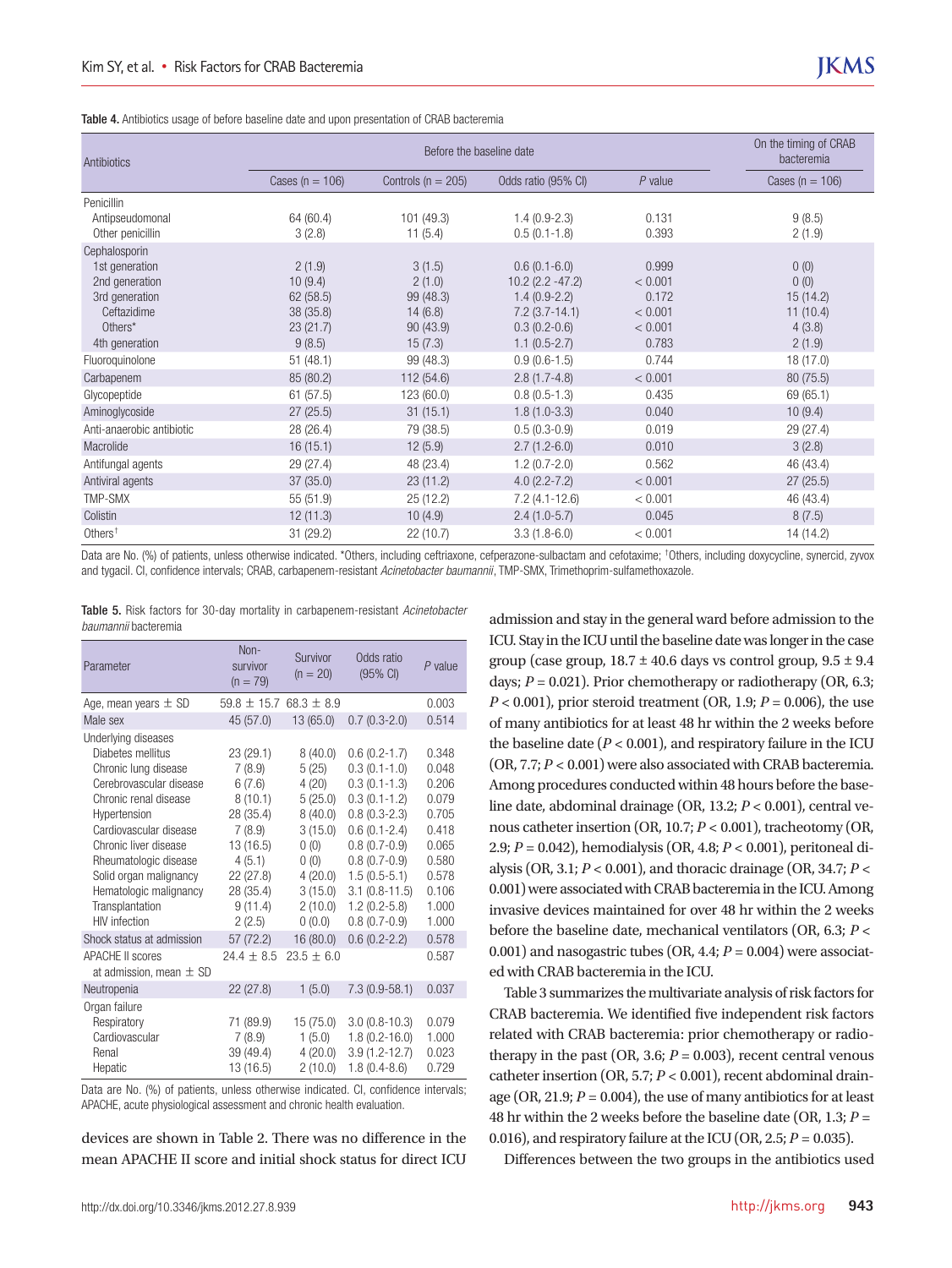**Table 4.** Antibiotics usage of before baseline date and upon presentation of CRAB bacteremia

| Antibiotics | Before the baseline date | | | | On the timing of CRAB bacteremia |
|---|---|---|---|---|---|
| | Cases (n = 106) | Controls (n = 205) | Odds ratio (95% CI) | *P* value | Cases (n = 106) |
| Penicillin | | | | | |
| Antipseudomonal | 64 (60.4) | 101 (49.3) | 1.4 (0.9-2.3) | 0.131 | 9 (8.5) |
| Other penicillin | 3 (2.8) | 11 (5.4) | 0.5 (0.1-1.8) | 0.393 | 2 (1.9) |
| Cephalosporin | | | | | |
| 1st generation | 2 (1.9) | 3 (1.5) | 0.6 (0.1-6.0) | 0.999 | 0 (0) |
| 2nd generation | 10 (9.4) | 2 (1.0) | 10.2 (2.2 -47.2) | < 0.001 | 0 (0) |
| 3rd generation | 62 (58.5) | 99 (48.3) | 1.4 (0.9-2.2) | 0.172 | 15 (14.2) |
| Ceftazidime | 38 (35.8) | 14 (6.8) | 7.2 (3.7-14.1) | < 0.001 | 11 (10.4) |
| Others* | 23 (21.7) | 90 (43.9) | 0.3 (0.2-0.6) | < 0.001 | 4 (3.8) |
| 4th generation | 9 (8.5) | 15 (7.3) | 1.1 (0.5-2.7) | 0.783 | 2 (1.9) |
| Fluoroquinolone | 51 (48.1) | 99 (48.3) | 0.9 (0.6-1.5) | 0.744 | 18 (17.0) |
| Carbapenem | 85 (80.2) | 112 (54.6) | 2.8 (1.7-4.8) | < 0.001 | 80 (75.5) |
| Glycopeptide | 61 (57.5) | 123 (60.0) | 0.8 (0.5-1.3) | 0.435 | 69 (65.1) |
| Aminoglycoside | 27 (25.5) | 31 (15.1) | 1.8 (1.0-3.3) | 0.040 | 10 (9.4) |
| Anti-anaerobic antibiotic | 28 (26.4) | 79 (38.5) | 0.5 (0.3-0.9) | 0.019 | 29 (27.4) |
| Macrolide | 16 (15.1) | 12 (5.9) | 2.7 (1.2-6.0) | 0.010 | 3 (2.8) |
| Antifungal agents | 29 (27.4) | 48 (23.4) | 1.2 (0.7-2.0) | 0.562 | 46 (43.4) |
| Antiviral agents | 37 (35.0) | 23 (11.2) | 4.0 (2.2-7.2) | < 0.001 | 27 (25.5) |
| TMP-SMX | 55 (51.9) | 25 (12.2) | 7.2 (4.1-12.6) | < 0.001 | 46 (43.4) |
| Colistin | 12 (11.3) | 10 (4.9) | 2.4 (1.0-5.7) | 0.045 | 8 (7.5) |
| Others[†] | 31 (29.2) | 22 (10.7) | 3.3 (1.8-6.0) | < 0.001 | 14 (14.2) |

Data are No. (%) of patients, unless otherwise indicated. *Others, including ceftriaxone, cefperazone-sulbactam and cefotaxime; [†]Others, including doxycycline, synercid, zyvox and tygacil. CI, confidence intervals; CRAB, carbapenem-resistant *Acinetobacter baumannii*, TMP-SMX, Trimethoprim-sulfamethoxazole.

**Table 5.** Risk factors for 30-day mortality in carbapenem-resistant *Acinetobacter baumannii* bacteremia

| Parameter | Non-survivor (n = 79) | Survivor (n = 20) | Odds ratio (95% CI) | *P* value |
|---|---|---|---|---|
| Age, mean years ± SD | 59.8 ± 15.7 | 68.3 ± 8.9 | | 0.003 |
| Male sex | 45 (57.0) | 13 (65.0) | 0.7 (0.3-2.0) | 0.514 |
| Underlying diseases | | | | |
| Diabetes mellitus | 23 (29.1) | 8 (40.0) | 0.6 (0.2-1.7) | 0.348 |
| Chronic lung disease | 7 (8.9) | 5 (25) | 0.3 (0.1-1.0) | 0.048 |
| Cerebrovascular disease | 6 (7.6) | 4 (20) | 0.3 (0.1-1.3) | 0.206 |
| Chronic renal disease | 8 (10.1) | 5 (25.0) | 0.3 (0.1-1.2) | 0.079 |
| Hypertension | 28 (35.4) | 8 (40.0) | 0.8 (0.3-2.3) | 0.705 |
| Cardiovascular disease | 7 (8.9) | 3 (15.0) | 0.6 (0.1-2.4) | 0.418 |
| Chronic liver disease | 13 (16.5) | 0 (0) | 0.8 (0.7-0.9) | 0.065 |
| Rheumatologic disease | 4 (5.1) | 0 (0) | 0.8 (0.7-0.9) | 0.580 |
| Solid organ malignancy | 22 (27.8) | 4 (20.0) | 1.5 (0.5-5.1) | 0.578 |
| Hematologic malignancy | 28 (35.4) | 3 (15.0) | 3.1 (0.8-11.5) | 0.106 |
| Transplantation | 9 (11.4) | 2 (10.0) | 1.2 (0.2-5.8) | 1.000 |
| HIV infection | 2 (2.5) | 0 (0.0) | 0.8 (0.7-0.9) | 1.000 |
| Shock status at admission | 57 (72.2) | 16 (80.0) | 0.6 (0.2-2.2) | 0.578 |
| APACHE II scores at admission, mean ± SD | 24.4 ± 8.5 | 23.5 ± 6.0 | | 0.587 |
| Neutropenia | 22 (27.8) | 1 (5.0) | 7.3 (0.9-58.1) | 0.037 |
| Organ failure | | | | |
| Respiratory | 71 (89.9) | 15 (75.0) | 3.0 (0.8-10.3) | 0.079 |
| Cardiovascular | 7 (8.9) | 1 (5.0) | 1.8 (0.2-16.0) | 1.000 |
| Renal | 39 (49.4) | 4 (20.0) | 3.9 (1.2-12.7) | 0.023 |
| Hepatic | 13 (16.5) | 2 (10.0) | 1.8 (0.4-8.6) | 0.729 |

Data are No. (%) of patients, unless otherwise indicated. CI, confidence intervals; APACHE, acute physiological assessment and chronic health evaluation.

devices are shown in Table 2. There was no difference in the mean APACHE II score and initial shock status for direct ICU admission and stay in the general ward before admission to the ICU. Stay in the ICU until the baseline date was longer in the case group (case group, 18.7 ± 40.6 days vs control group, 9.5 ± 9.4 days; $P = 0.021$). Prior chemotherapy or radiotherapy (OR, 6.3; $P < 0.001$), prior steroid treatment (OR, 1.9; $P = 0.006$), the use of many antibiotics for at least 48 hr within the 2 weeks before the baseline date ($P < 0.001$), and respiratory failure in the ICU (OR, 7.7; $P < 0.001$) were also associated with CRAB bacteremia. Among procedures conducted within 48 hours before the baseline date, abdominal drainage (OR, 13.2; $P < 0.001$), central venous catheter insertion (OR, 10.7; $P < 0.001$), tracheotomy (OR, 2.9; $P = 0.042$), hemodialysis (OR, 4.8; $P < 0.001$), peritoneal dialysis (OR, 3.1; $P < 0.001$), and thoracic drainage (OR, 34.7; $P < 0.001$) were associated with CRAB bacteremia in the ICU. Among invasive devices maintained for over 48 hr within the 2 weeks before the baseline date, mechanical ventilators (OR, 6.3; $P < 0.001$) and nasogastric tubes (OR, 4.4; $P = 0.004$) were associated with CRAB bacteremia in the ICU.

Table 3 summarizes the multivariate analysis of risk factors for CRAB bacteremia. We identified five independent risk factors related with CRAB bacteremia: prior chemotherapy or radiotherapy in the past (OR, 3.6; $P = 0.003$), recent central venous catheter insertion (OR, 5.7; $P < 0.001$), recent abdominal drainage (OR, 21.9; $P = 0.004$), the use of many antibiotics for at least 48 hr within the 2 weeks before the baseline date (OR, 1.3; $P = 0.016$), and respiratory failure at the ICU (OR, 2.5; $P = 0.035$).

Differences between the two groups in the antibiotics used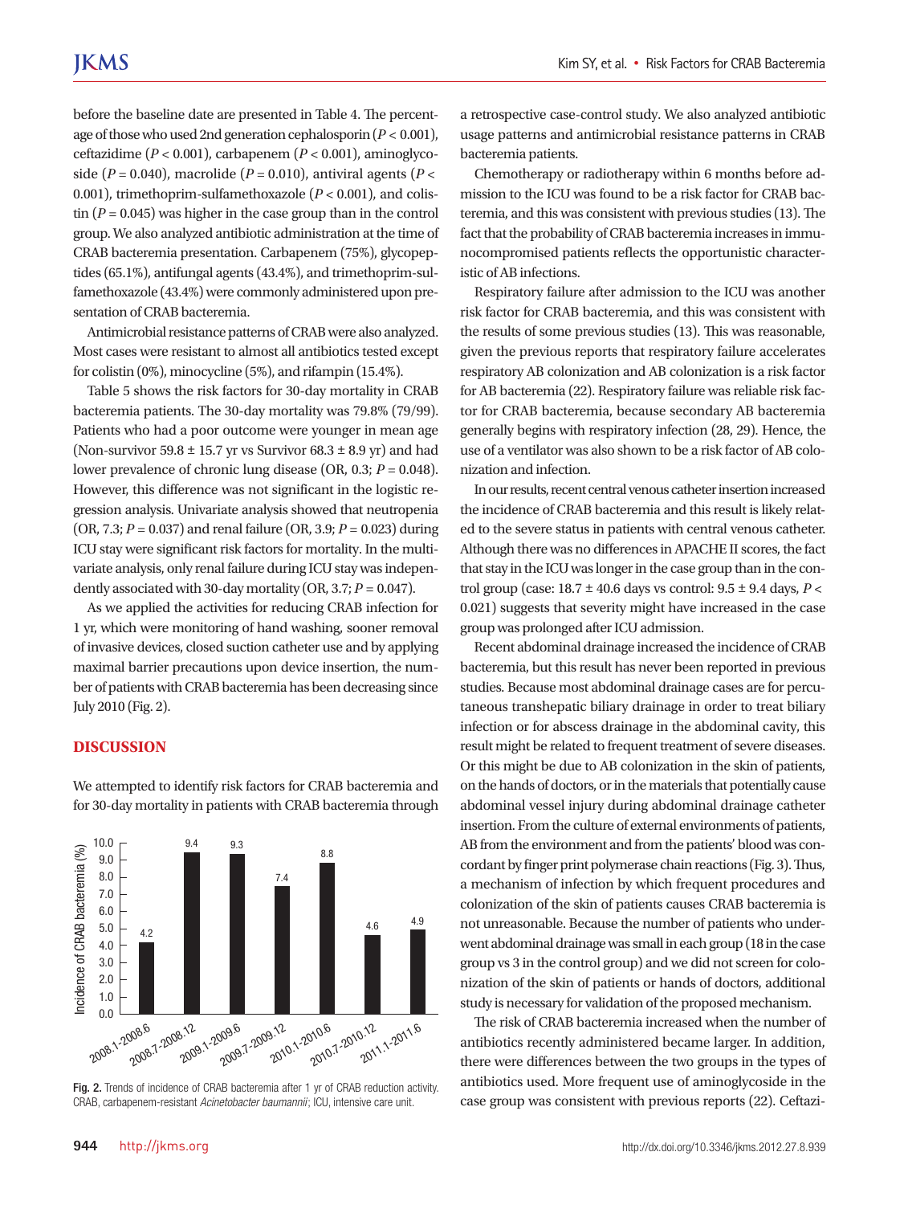before the baseline date are presented in Table 4. The percentage of those who used 2nd generation cephalosporin ($P < 0.001$), ceftazidime ($P < 0.001$), carbapenem ($P < 0.001$), aminoglycoside ($P = 0.040$), macrolide ($P = 0.010$), antiviral agents ($P < 0.001$), trimethoprim-sulfamethoxazole ($P < 0.001$), and colistin ($P = 0.045$) was higher in the case group than in the control group. We also analyzed antibiotic administration at the time of CRAB bacteremia presentation. Carbapenem (75%), glycopeptides (65.1%), antifungal agents (43.4%), and trimethoprim-sulfamethoxazole (43.4%) were commonly administered upon presentation of CRAB bacteremia.

Antimicrobial resistance patterns of CRAB were also analyzed. Most cases were resistant to almost all antibiotics tested except for colistin (0%), minocycline (5%), and rifampin (15.4%).

Table 5 shows the risk factors for 30-day mortality in CRAB bacteremia patients. The 30-day mortality was 79.8% (79/99). Patients who had a poor outcome were younger in mean age (Non-survivor 59.8 ± 15.7 yr vs Survivor 68.3 ± 8.9 yr) and had lower prevalence of chronic lung disease (OR, 0.3; $P = 0.048$). However, this difference was not significant in the logistic regression analysis. Univariate analysis showed that neutropenia (OR, 7.3; $P = 0.037$) and renal failure (OR, 3.9; $P = 0.023$) during ICU stay were significant risk factors for mortality. In the multivariate analysis, only renal failure during ICU stay was independently associated with 30-day mortality (OR, 3.7; $P = 0.047$).

As we applied the activities for reducing CRAB infection for 1 yr, which were monitoring of hand washing, sooner removal of invasive devices, closed suction catheter use and by applying maximal barrier precautions upon device insertion, the number of patients with CRAB bacteremia has been decreasing since July 2010 (Fig. 2).

## DISCUSSION

We attempted to identify risk factors for CRAB bacteremia and for 30-day mortality in patients with CRAB bacteremia through a retrospective case-control study. We also analyzed antibiotic usage patterns and antimicrobial resistance patterns in CRAB bacteremia patients.

Chemotherapy or radiotherapy within 6 months before admission to the ICU was found to be a risk factor for CRAB bacteremia, and this was consistent with previous studies (13). The fact that the probability of CRAB bacteremia increases in immunocompromised patients reflects the opportunistic characteristic of AB infections.

Respiratory failure after admission to the ICU was another risk factor for CRAB bacteremia, and this was consistent with the results of some previous studies (13). This was reasonable, given the previous reports that respiratory failure accelerates respiratory AB colonization and AB colonization is a risk factor for AB bacteremia (22). Respiratory failure was reliable risk factor for CRAB bacteremia, because secondary AB bacteremia generally begins with respiratory infection (28, 29). Hence, the use of a ventilator was also shown to be a risk factor of AB colonization and infection.

In our results, recent central venous catheter insertion increased the incidence of CRAB bacteremia and this result is likely related to the severe status in patients with central venous catheter. Although there was no differences in APACHE II scores, the fact that stay in the ICU was longer in the case group than in the control group (case: 18.7 ± 40.6 days vs control: 9.5 ± 9.4 days, $P < 0.021$) suggests that severity might have increased in the case group was prolonged after ICU admission.

Recent abdominal drainage increased the incidence of CRAB bacteremia, but this result has never been reported in previous studies. Because most abdominal drainage cases are for percutaneous transhepatic biliary drainage in order to treat biliary infection or for abscess drainage in the abdominal cavity, this result might be related to frequent treatment of severe diseases. Or this might be due to AB colonization in the skin of patients, on the hands of doctors, or in the materials that potentially cause abdominal vessel injury during abdominal drainage catheter insertion. From the culture of external environments of patients, AB from the environment and from the patients' blood was concordant by finger print polymerase chain reactions (Fig. 3). Thus, a mechanism of infection by which frequent procedures and colonization of the skin of patients causes CRAB bacteremia is not unreasonable. Because the number of patients who underwent abdominal drainage was small in each group (18 in the case group vs 3 in the control group) and we did not screen for colonization of the skin of patients or hands of doctors, additional study is necessary for validation of the proposed mechanism.

The risk of CRAB bacteremia increased when the number of antibiotics recently administered became larger. In addition, there were differences between the two groups in the types of antibiotics used. More frequent use of aminoglycoside in the case group was consistent with previous reports (22). Ceftazi-

| Period | Incidence of CRAB bacteremia (%) |
|---|---|
| 2008.1-2008.6 | 4.2 |
| 2008.7-2008.12 | 9.4 |
| 2009.1-2009.6 | 9.3 |
| 2009.7-2009.12 | 7.4 |
| 2010.1-2010.6 | 8.8 |
| 2010.7-2010.12 | 4.6 |
| 2011.1-2011.6 | 4.9 |

**Fig. 2.** Trends of incidence of CRAB bacteremia after 1 yr of CRAB reduction activity. CRAB, carbapenem-resistant *Acinetobacter baumannii*; ICU, intensive care unit.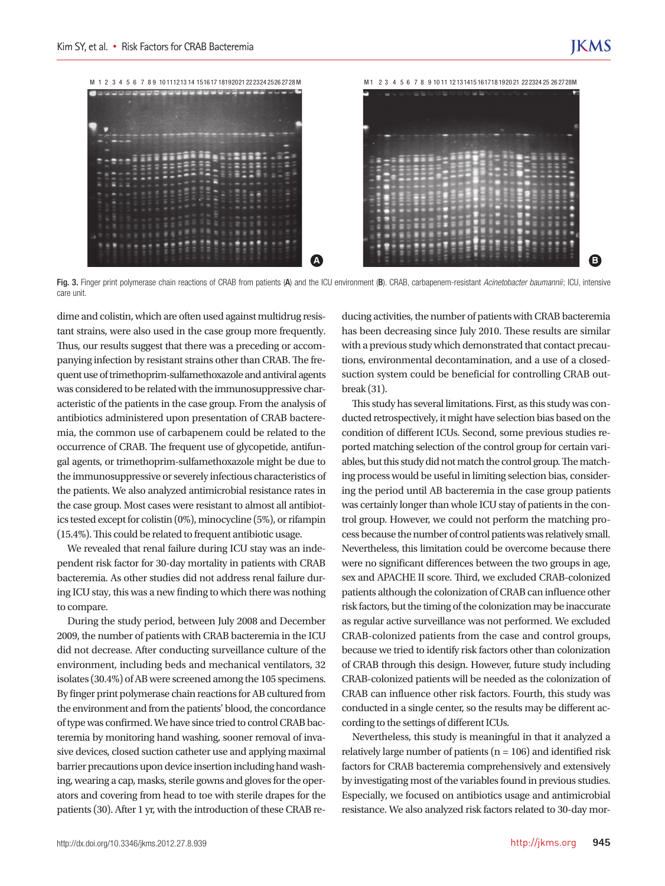Fig. 3. Finger print polymerase chain reactions of CRAB from patients (**A**) and the ICU environment (**B**). CRAB, carbapenem-resistant *Acinetobacter baumannii*; ICU, intensive care unit.

dime and colistin, which are often used against multidrug resistant strains, were also used in the case group more frequently. Thus, our results suggest that there was a preceding or accompanying infection by resistant strains other than CRAB. The frequent use of trimethoprim-sulfamethoxazole and antiviral agents was considered to be related with the immunosuppressive characteristic of the patients in the case group. From the analysis of antibiotics administered upon presentation of CRAB bacteremia, the common use of carbapenem could be related to the occurrence of CRAB. The frequent use of glycopetide, antifungal agents, or trimethoprim-sulfamethoxazole might be due to the immunosuppressive or severely infectious characteristics of the patients. We also analyzed antimicrobial resistance rates in the case group. Most cases were resistant to almost all antibiotics tested except for colistin (0%), minocycline (5%), or rifampin (15.4%). This could be related to frequent antibiotic usage.

We revealed that renal failure during ICU stay was an independent risk factor for 30-day mortality in patients with CRAB bacteremia. As other studies did not address renal failure during ICU stay, this was a new finding to which there was nothing to compare.

During the study period, between July 2008 and December 2009, the number of patients with CRAB bacteremia in the ICU did not decrease. After conducting surveillance culture of the environment, including beds and mechanical ventilators, 32 isolates (30.4%) of AB were screened among the 105 specimens. By finger print polymerase chain reactions for AB cultured from the environment and from the patients' blood, the concordance of type was confirmed. We have since tried to control CRAB bacteremia by monitoring hand washing, sooner removal of invasive devices, closed suction catheter use and applying maximal barrier precautions upon device insertion including hand washing, wearing a cap, masks, sterile gowns and gloves for the operators and covering from head to toe with sterile drapes for the patients (30). After 1 yr, with the introduction of these CRAB reducing activities, the number of patients with CRAB bacteremia has been decreasing since July 2010. These results are similar with a previous study which demonstrated that contact precautions, environmental decontamination, and a use of a closed-suction system could be beneficial for controlling CRAB outbreak (31).

This study has several limitations. First, as this study was conducted retrospectively, it might have selection bias based on the condition of different ICUs. Second, some previous studies reported matching selection of the control group for certain variables, but this study did not match the control group. The matching process would be useful in limiting selection bias, considering the period until AB bacteremia in the case group patients was certainly longer than whole ICU stay of patients in the control group. However, we could not perform the matching process because the number of control patients was relatively small. Nevertheless, this limitation could be overcome because there were no significant differences between the two groups in age, sex and APACHE II score. Third, we excluded CRAB-colonized patients although the colonization of CRAB can influence other risk factors, but the timing of the colonization may be inaccurate as regular active surveillance was not performed. We excluded CRAB-colonized patients from the case and control groups, because we tried to identify risk factors other than colonization of CRAB through this design. However, future study including CRAB-colonized patients will be needed as the colonization of CRAB can influence other risk factors. Fourth, this study was conducted in a single center, so the results may be different according to the settings of different ICUs.

Nevertheless, this study is meaningful in that it analyzed a relatively large number of patients (n = 106) and identified risk factors for CRAB bacteremia comprehensively and extensively by investigating most of the variables found in previous studies. Especially, we focused on antibiotics usage and antimicrobial resistance. We also analyzed risk factors related to 30-day mor-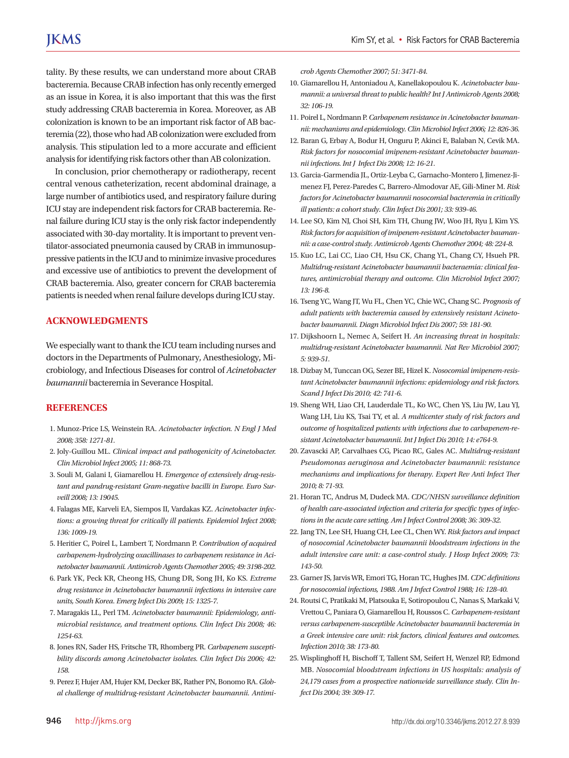tality. By these results, we can understand more about CRAB bacteremia. Because CRAB infection has only recently emerged as an issue in Korea, it is also important that this was the first study addressing CRAB bacteremia in Korea. Moreover, as AB colonization is known to be an important risk factor of AB bacteremia (22), those who had AB colonization were excluded from analysis. This stipulation led to a more accurate and efficient analysis for identifying risk factors other than AB colonization.

In conclusion, prior chemotherapy or radiotherapy, recent central venous catheterization, recent abdominal drainage, a large number of antibiotics used, and respiratory failure during ICU stay are independent risk factors for CRAB bacteremia. Renal failure during ICU stay is the only risk factor independently associated with 30-day mortality. It is important to prevent ventilator-associated pneumonia caused by CRAB in immunosuppressive patients in the ICU and to minimize invasive procedures and excessive use of antibiotics to prevent the development of CRAB bacteremia. Also, greater concern for CRAB bacteremia patients is needed when renal failure develops during ICU stay.

## ACKNOWLEDGMENTS

We especially want to thank the ICU team including nurses and doctors in the Departments of Pulmonary, Anesthesiology, Microbiology, and Infectious Diseases for control of *Acinetobacter baumannii* bacteremia in Severance Hospital.

## REFERENCES

1. Munoz-Price LS, Weinstein RA. *Acinetobacter infection. N Engl J Med 2008; 358: 1271-81.*
2. Joly-Guillou ML. *Clinical impact and pathogenicity of Acinetobacter. Clin Microbiol Infect 2005; 11: 868-73.*
3. Souli M, Galani I, Giamarellou H. *Emergence of extensively drug-resistant and pandrug-resistant Gram-negative bacilli in Europe. Euro Surveill 2008; 13: 19045.*
4. Falagas ME, Karveli EA, Siempos II, Vardakas KZ. *Acinetobacter infections: a growing threat for critically ill patients. Epidemiol Infect 2008; 136: 1009-19.*
5. Heritier C, Poirel L, Lambert T, Nordmann P. *Contribution of acquired carbapenem-hydrolyzing oxacillinases to carbapenem resistance in Acinetobacter baumannii. Antimicrob Agents Chemother 2005; 49: 3198-202.*
6. Park YK, Peck KR, Cheong HS, Chung DR, Song JH, Ko KS. *Extreme drug resistance in Acinetobacter baumannii infections in intensive care units, South Korea. Emerg Infect Dis 2009; 15: 1325-7.*
7. Maragakis LL, Perl TM. *Acinetobacter baumannii: Epidemiology, antimicrobial resistance, and treatment options. Clin Infect Dis 2008; 46: 1254-63.*
8. Jones RN, Sader HS, Fritsche TR, Rhomberg PR. *Carbapenem susceptibility discords among Acinetobacter isolates. Clin Infect Dis 2006; 42: 158.*
9. Perez F, Hujer AM, Hujer KM, Decker BK, Rather PN, Bonomo RA. *Global challenge of multidrug-resistant Acinetobacter baumannii. Antimicrob Agents Chemother 2007; 51: 3471-84.*
10. Giamarellou H, Antoniadou A, Kanellakopoulou K. *Acinetobacter baumannii: a universal threat to public health? Int J Antimicrob Agents 2008; 32: 106-19.*
11. Poirel L, Nordmann P. *Carbapenem resistance in Acinetobacter baumannii: mechanisms and epidemiology. Clin Microbiol Infect 2006; 12: 826-36.*
12. Baran G, Erbay A, Bodur H, Onguru P, Akinci E, Balaban N, Cevik MA. *Risk factors for nosocomial imipenem-resistant Acinetobacter baumannii infections. Int J Infect Dis 2008; 12: 16-21.*
13. Garcia-Garmendia JL, Ortiz-Leyba C, Garnacho-Montero J, Jimenez-Jimenez FJ, Perez-Paredes C, Barrero-Almodovar AE, Gili-Miner M. *Risk factors for Acinetobacter baumannii nosocomial bacteremia in critically ill patients: a cohort study. Clin Infect Dis 2001; 33: 939-46.*
14. Lee SO, Kim NJ, Choi SH, Kim TH, Chung JW, Woo JH, Ryu J, Kim YS. *Risk factors for acquisition of imipenem-resistant Acinetobacter baumannii: a case-control study. Antimicrob Agents Chemother 2004; 48: 224-8.*
15. Kuo LC, Lai CC, Liao CH, Hsu CK, Chang YL, Chang CY, Hsueh PR. *Multidrug-resistant Acinetobacter baumannii bacteraemia: clinical features, antimicrobial therapy and outcome. Clin Microbiol Infect 2007; 13: 196-8.*
16. Tseng YC, Wang JT, Wu FL, Chen YC, Chie WC, Chang SC. *Prognosis of adult patients with bacteremia caused by extensively resistant Acinetobacter baumannii. Diagn Microbiol Infect Dis 2007; 59: 181-90.*
17. Dijkshoorn L, Nemec A, Seifert H. *An increasing threat in hospitals: multidrug-resistant Acinetobacter baumannii. Nat Rev Microbiol 2007; 5: 939-51.*
18. Dizbay M, Tunccan OG, Sezer BE, Hizel K. *Nosocomial imipenem-resistant Acinetobacter baumannii infections: epidemiology and risk factors. Scand J Infect Dis 2010; 42: 741-6.*
19. Sheng WH, Liao CH, Lauderdale TL, Ko WC, Chen YS, Liu JW, Lau YJ, Wang LH, Liu KS, Tsai TY, et al. *A multicenter study of risk factors and outcome of hospitalized patients with infections due to carbapenem-resistant Acinetobacter baumannii. Int J Infect Dis 2010; 14: e764-9.*
20. Zavascki AP, Carvalhaes CG, Picao RC, Gales AC. *Multidrug-resistant Pseudomonas aeruginosa and Acinetobacter baumannii: resistance mechanisms and implications for therapy. Expert Rev Anti Infect Ther 2010; 8: 71-93.*
21. Horan TC, Andrus M, Dudeck MA. *CDC/NHSN surveillance definition of health care-associated infection and criteria for specific types of infections in the acute care setting. Am J Infect Control 2008; 36: 309-32.*
22. Jang TN, Lee SH, Huang CH, Lee CL, Chen WY. *Risk factors and impact of nosocomial Acinetobacter baumannii bloodstream infections in the adult intensive care unit: a case-control study. J Hosp Infect 2009; 73: 143-50.*
23. Garner JS, Jarvis WR, Emori TG, Horan TC, Hughes JM. *CDC definitions for nosocomial infections, 1988. Am J Infect Control 1988; 16: 128-40.*
24. Routsi C, Pratikaki M, Platsouka E, Sotiropoulou C, Nanas S, Markaki V, Vrettou C, Paniara O, Giamarellou H, Roussos C. *Carbapenem-resistant versus carbapenem-susceptible Acinetobacter baumannii bacteremia in a Greek intensive care unit: risk factors, clinical features and outcomes. Infection 2010; 38: 173-80.*
25. Wisplinghoff H, Bischoff T, Tallent SM, Seifert H, Wenzel RP, Edmond MB. *Nosocomial bloodstream infections in US hospitals: analysis of 24,179 cases from a prospective nationwide surveillance study. Clin Infect Dis 2004; 39: 309-17.*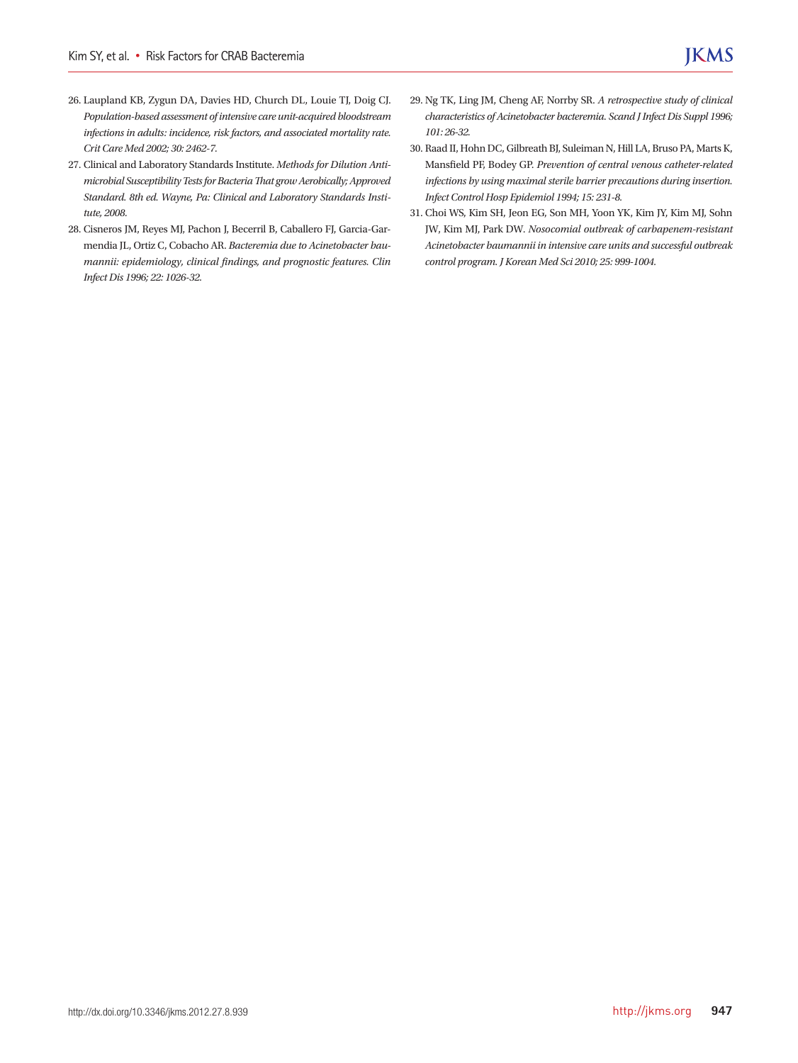26. Laupland KB, Zygun DA, Davies HD, Church DL, Louie TJ, Doig CJ. *Population-based assessment of intensive care unit-acquired bloodstream infections in adults: incidence, risk factors, and associated mortality rate. Crit Care Med 2002; 30: 2462-7.*
27. Clinical and Laboratory Standards Institute. *Methods for Dilution Antimicrobial Susceptibility Tests for Bacteria That grow Aerobically; Approved Standard. 8th ed. Wayne, Pa: Clinical and Laboratory Standards Institute, 2008.*
28. Cisneros JM, Reyes MJ, Pachon J, Becerril B, Caballero FJ, Garcia-Garmendia JL, Ortiz C, Cobacho AR. *Bacteremia due to Acinetobacter baumannii: epidemiology, clinical findings, and prognostic features. Clin Infect Dis 1996; 22: 1026-32.*
29. Ng TK, Ling JM, Cheng AF, Norrby SR. *A retrospective study of clinical characteristics of Acinetobacter bacteremia. Scand J Infect Dis Suppl 1996; 101: 26-32.*
30. Raad II, Hohn DC, Gilbreath BJ, Suleiman N, Hill LA, Bruso PA, Marts K, Mansfield PF, Bodey GP. *Prevention of central venous catheter-related infections by using maximal sterile barrier precautions during insertion. Infect Control Hosp Epidemiol 1994; 15: 231-8.*
31. Choi WS, Kim SH, Jeon EG, Son MH, Yoon YK, Kim JY, Kim MJ, Sohn JW, Kim MJ, Park DW. *Nosocomial outbreak of carbapenem-resistant Acinetobacter baumannii in intensive care units and successful outbreak control program. J Korean Med Sci 2010; 25: 999-1004.*